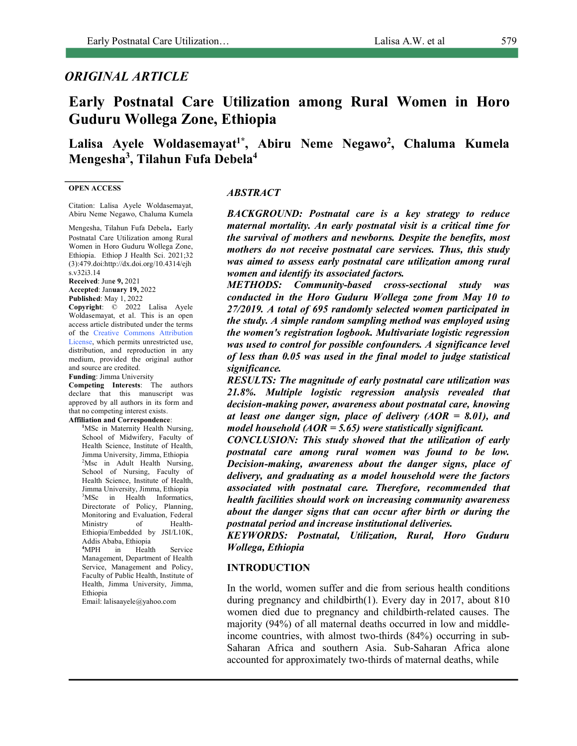*ORIGINAL ARTICLE*

# Early Postnatal Care Utilization among Rural Women in Horo Guduru Wollega Zone, Ethiopia

**Lalisa Ayele Woldasemayat[1*], Abiru Neme Negawo[2], Chaluma Kumela Mengesha[3], Tilahun Fufa Debela[4]**

**OPEN ACCESS**

Citation: Lalisa Ayele Woldasemayat, Abiru Neme Negawo, Chaluma Kumela Mengesha, Tilahun Fufa Debela. Early Postnatal Care Utilization among Rural Women in Horo Guduru Wollega Zone, Ethiopia. Ethiop J Health Sci. 2021;32 (3):479.doi:http://dx.doi.org/10.4314/ejhs.v32i3.14

**Received**: June **9,** 2021
**Accepted**: Jan**uary 19,** 2022
**Published**: May 1, 2022

**Copyright**: © 2022 Lalisa Ayele Woldasemayat, et al. This is an open access article distributed under the terms of the Creative Commons Attribution License, which permits unrestricted use, distribution, and reproduction in any medium, provided the original author and source are credited.

**Funding**: Jimma University

**Competing Interests**: The authors declare that this manuscript was approved by all authors in its form and that no competing interest exists.

**Affiliation and Correspondence**:

[1]MSc in Maternity Health Nursing, School of Midwifery, Faculty of Health Science, Institute of Health, Jimma University, Jimma, Ethiopia
[2]Msc in Adult Health Nursing, School of Nursing, Faculty of Health Science, Institute of Health, Jimma University, Jimma, Ethiopia
[3]MSc in Health Informatics, Directorate of Policy, Planning, Monitoring and Evaluation, Federal Ministry of Health-Ethiopia/Embedded by JSI/L10K, Addis Ababa, Ethiopia
[4]MPH in Health Service Management, Department of Health Service, Management and Policy, Faculty of Public Health, Institute of Health, Jimma University, Jimma, Ethiopia
Email: lalisaayele@yahoo.com

## *ABSTRACT*

***BACKGROUND:** Postnatal care is a key strategy to reduce maternal mortality. An early postnatal visit is a critical time for the survival of mothers and newborns. Despite the benefits, most mothers do not receive postnatal care services. Thus, this study was aimed to assess early postnatal care utilization among rural women and identify its associated factors.*

***METHODS:** Community-based cross-sectional study was conducted in the Horo Guduru Wollega zone from May 10 to 27/2019. A total of 695 randomly selected women participated in the study. A simple random sampling method was employed using the women's registration logbook. Multivariate logistic regression was used to control for possible confounders. A significance level of less than 0.05 was used in the final model to judge statistical significance.*

***RESULTS:** The magnitude of early postnatal care utilization was 21.8%. Multiple logistic regression analysis revealed that decision-making power, awareness about postnatal care, knowing at least one danger sign, place of delivery (AOR = 8.01), and model household (AOR = 5.65) were statistically significant.*

***CONCLUSION:** This study showed that the utilization of early postnatal care among rural women was found to be low. Decision-making, awareness about the danger signs, place of delivery, and graduating as a model household were the factors associated with postnatal care. Therefore, recommended that health facilities should work on increasing community awareness about the danger signs that can occur after birth or during the postnatal period and increase institutional deliveries.*

***KEYWORDS:** Postnatal, Utilization, Rural, Horo Guduru Wollega, Ethiopia*

## INTRODUCTION

In the world, women suffer and die from serious health conditions during pregnancy and childbirth(1). Every day in 2017, about 810 women died due to pregnancy and childbirth-related causes. The majority (94%) of all maternal deaths occurred in low and middle-income countries, with almost two-thirds (84%) occurring in sub-Saharan Africa and southern Asia. Sub-Saharan Africa alone accounted for approximately two-thirds of maternal deaths, while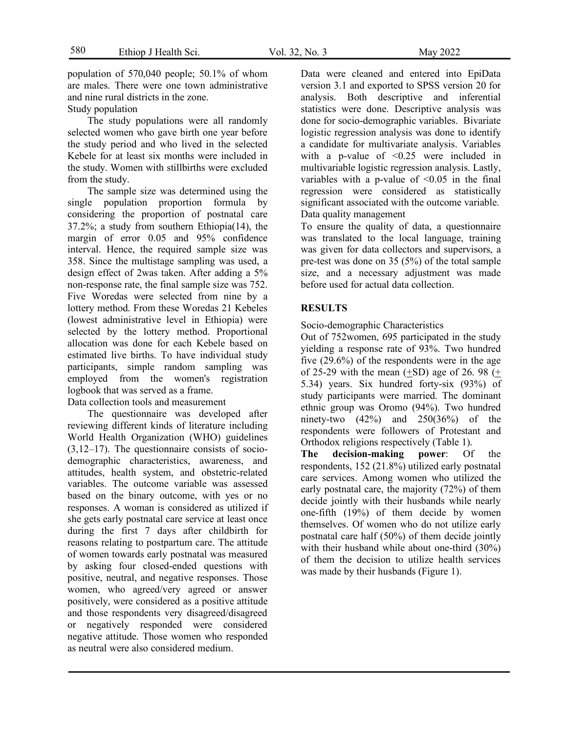population of 570,040 people; 50.1% of whom are males. There were one town administrative and nine rural districts in the zone.

Study population

The study populations were all randomly selected women who gave birth one year before the study period and who lived in the selected Kebele for at least six months were included in the study. Women with stillbirths were excluded from the study.

The sample size was determined using the single population proportion formula by considering the proportion of postnatal care 37.2%; a study from southern Ethiopia(14), the margin of error 0.05 and 95% confidence interval. Hence, the required sample size was 358. Since the multistage sampling was used, a design effect of 2was taken. After adding a 5% non-response rate, the final sample size was 752. Five Woredas were selected from nine by a lottery method. From these Woredas 21 Kebeles (lowest administrative level in Ethiopia) were selected by the lottery method. Proportional allocation was done for each Kebele based on estimated live births. To have individual study participants, simple random sampling was employed from the women's registration logbook that was served as a frame.

Data collection tools and measurement

The questionnaire was developed after reviewing different kinds of literature including World Health Organization (WHO) guidelines (3,12–17). The questionnaire consists of socio-demographic characteristics, awareness, and attitudes, health system, and obstetric-related variables. The outcome variable was assessed based on the binary outcome, with yes or no responses. A woman is considered as utilized if she gets early postnatal care service at least once during the first 7 days after childbirth for reasons relating to postpartum care. The attitude of women towards early postnatal was measured by asking four closed-ended questions with positive, neutral, and negative responses. Those women, who agreed/very agreed or answer positively, were considered as a positive attitude and those respondents very disagreed/disagreed or negatively responded were considered negative attitude. Those women who responded as neutral were also considered medium.

Data were cleaned and entered into EpiData version 3.1 and exported to SPSS version 20 for analysis. Both descriptive and inferential statistics were done. Descriptive analysis was done for socio-demographic variables. Bivariate logistic regression analysis was done to identify a candidate for multivariate analysis. Variables with a p-value of <0.25 were included in multivariable logistic regression analysis. Lastly, variables with a p-value of <0.05 in the final regression were considered as statistically significant associated with the outcome variable.

Data quality management

To ensure the quality of data, a questionnaire was translated to the local language, training was given for data collectors and supervisors, a pre-test was done on 35 (5%) of the total sample size, and a necessary adjustment was made before used for actual data collection.

## RESULTS

Socio-demographic Characteristics

Out of 752women, 695 participated in the study yielding a response rate of 93%. Two hundred five (29.6%) of the respondents were in the age of 25-29 with the mean (±SD) age of 26. 98 (± 5.34) years. Six hundred forty-six (93%) of study participants were married. The dominant ethnic group was Oromo (94%). Two hundred ninety-two (42%) and 250(36%) of the respondents were followers of Protestant and Orthodox religions respectively (Table 1).

**The decision-making power**: Of the respondents, 152 (21.8%) utilized early postnatal care services. Among women who utilized the early postnatal care, the majority (72%) of them decide jointly with their husbands while nearly one-fifth (19%) of them decide by women themselves. Of women who do not utilize early postnatal care half (50%) of them decide jointly with their husband while about one-third (30%) of them the decision to utilize health services was made by their husbands (Figure 1).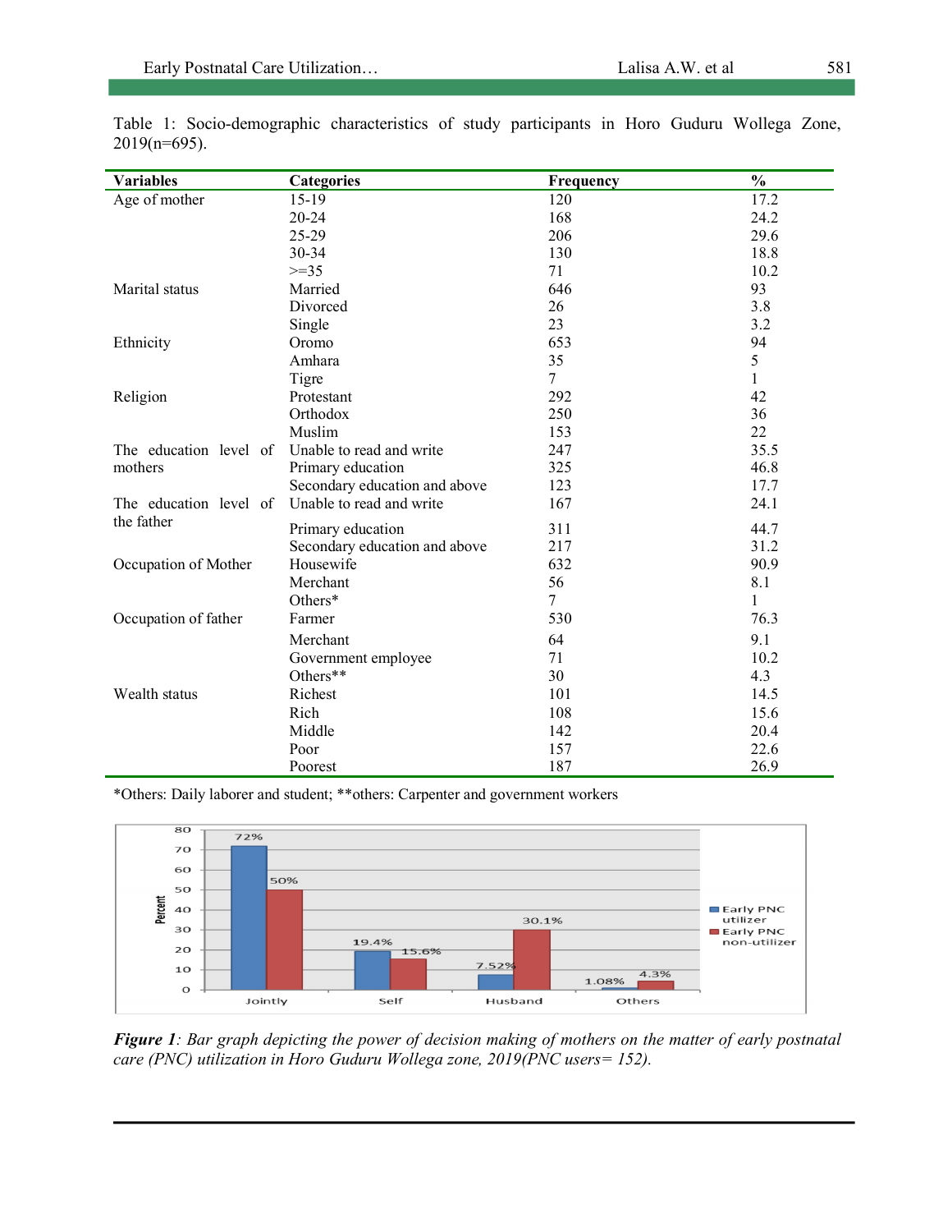Table 1: Socio-demographic characteristics of study participants in Horo Guduru Wollega Zone, 2019(n=695).

| Variables | Categories | Frequency | % |
|---|---|---|---|
| Age of mother | 15-19 | 120 | 17.2 |
| | 20-24 | 168 | 24.2 |
| | 25-29 | 206 | 29.6 |
| | 30-34 | 130 | 18.8 |
| | >=35 | 71 | 10.2 |
| Marital status | Married | 646 | 93 |
| | Divorced | 26 | 3.8 |
| | Single | 23 | 3.2 |
| Ethnicity | Oromo | 653 | 94 |
| | Amhara | 35 | 5 |
| | Tigre | 7 | 1 |
| Religion | Protestant | 292 | 42 |
| | Orthodox | 250 | 36 |
| | Muslim | 153 | 22 |
| The education level of mothers | Unable to read and write | 247 | 35.5 |
| | Primary education | 325 | 46.8 |
| | Secondary education and above | 123 | 17.7 |
| The education level of the father | Unable to read and write | 167 | 24.1 |
| | Primary education | 311 | 44.7 |
| | Secondary education and above | 217 | 31.2 |
| Occupation of Mother | Housewife | 632 | 90.9 |
| | Merchant | 56 | 8.1 |
| | Others* | 7 | 1 |
| Occupation of father | Farmer | 530 | 76.3 |
| | Merchant | 64 | 9.1 |
| | Government employee | 71 | 10.2 |
| | Others** | 30 | 4.3 |
| Wealth status | Richest | 101 | 14.5 |
| | Rich | 108 | 15.6 |
| | Middle | 142 | 20.4 |
| | Poor | 157 | 22.6 |
| | Poorest | 187 | 26.9 |

*Others: Daily laborer and student; **others: Carpenter and government workers

***Figure 1****: Bar graph depicting the power of decision making of mothers on the matter of early postnatal care (PNC) utilization in Horo Guduru Wollega zone, 2019(PNC users= 152).*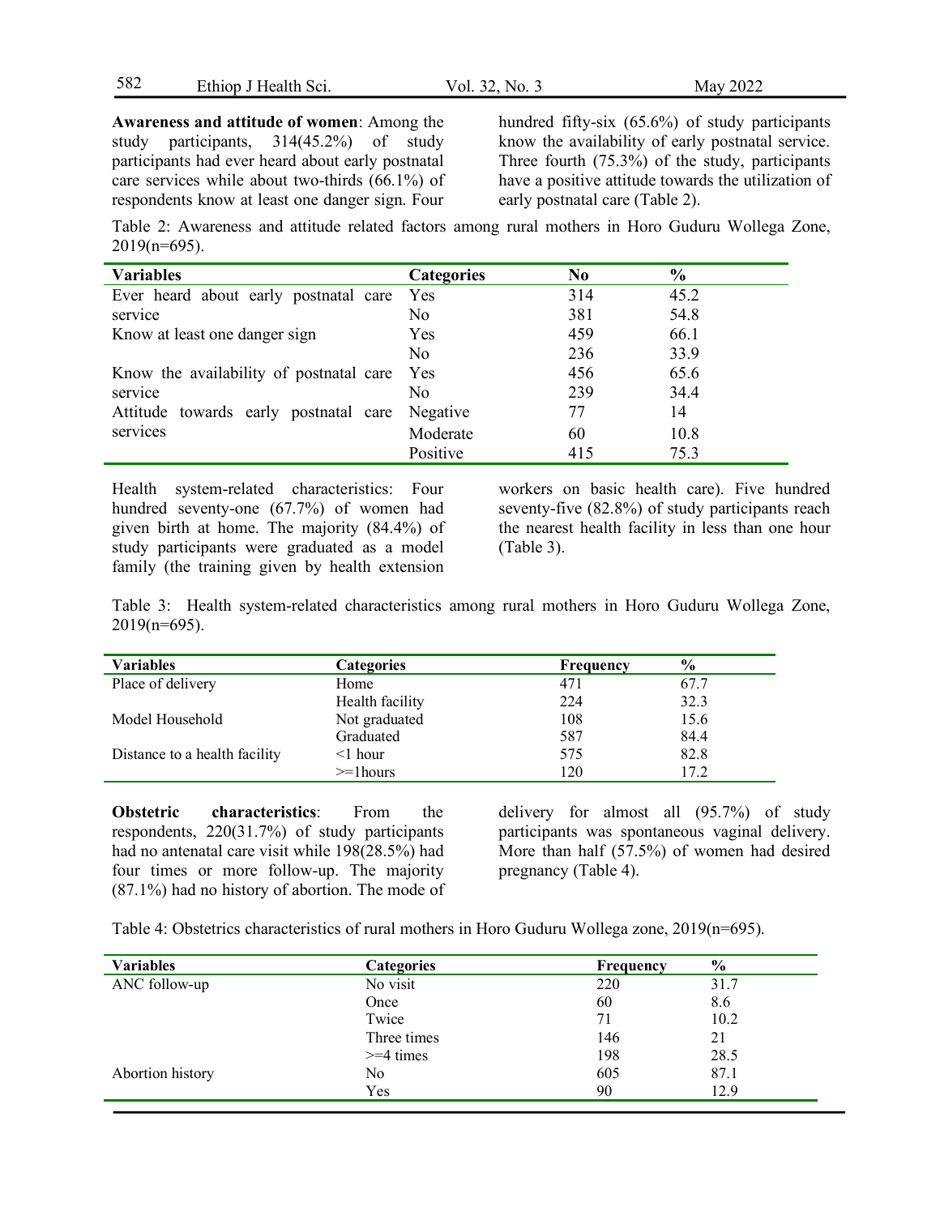**Awareness and attitude of women**: Among the study participants, 314(45.2%) of study participants had ever heard about early postnatal care services while about two-thirds (66.1%) of respondents know at least one danger sign. Four hundred fifty-six (65.6%) of study participants know the availability of early postnatal service. Three fourth (75.3%) of the study, participants have a positive attitude towards the utilization of early postnatal care (Table 2).

Table 2: Awareness and attitude related factors among rural mothers in Horo Guduru Wollega Zone, 2019(n=695).

| Variables | Categories | No | % |
|---|---|---|---|
| Ever heard about early postnatal care service | Yes | 314 | 45.2 |
| | No | 381 | 54.8 |
| Know at least one danger sign | Yes | 459 | 66.1 |
| | No | 236 | 33.9 |
| Know the availability of postnatal care service | Yes | 456 | 65.6 |
| | No | 239 | 34.4 |
| Attitude towards early postnatal care services | Negative | 77 | 14 |
| | Moderate | 60 | 10.8 |
| | Positive | 415 | 75.3 |

Health system-related characteristics: Four hundred seventy-one (67.7%) of women had given birth at home. The majority (84.4%) of study participants were graduated as a model family (the training given by health extension workers on basic health care). Five hundred seventy-five (82.8%) of study participants reach the nearest health facility in less than one hour (Table 3).

Table 3: Health system-related characteristics among rural mothers in Horo Guduru Wollega Zone, 2019(n=695).

| Variables | Categories | Frequency | % |
|---|---|---|---|
| Place of delivery | Home | 471 | 67.7 |
| | Health facility | 224 | 32.3 |
| Model Household | Not graduated | 108 | 15.6 |
| | Graduated | 587 | 84.4 |
| Distance to a health facility | <1 hour | 575 | 82.8 |
| | >=1hours | 120 | 17.2 |

**Obstetric characteristics**: From the respondents, 220(31.7%) of study participants had no antenatal care visit while 198(28.5%) had four times or more follow-up. The majority (87.1%) had no history of abortion. The mode of delivery for almost all (95.7%) of study participants was spontaneous vaginal delivery. More than half (57.5%) of women had desired pregnancy (Table 4).

Table 4: Obstetrics characteristics of rural mothers in Horo Guduru Wollega zone, 2019(n=695).

| Variables | Categories | Frequency | % |
|---|---|---|---|
| ANC follow-up | No visit | 220 | 31.7 |
| | Once | 60 | 8.6 |
| | Twice | 71 | 10.2 |
| | Three times | 146 | 21 |
| | >=4 times | 198 | 28.5 |
| Abortion history | No | 605 | 87.1 |
| | Yes | 90 | 12.9 |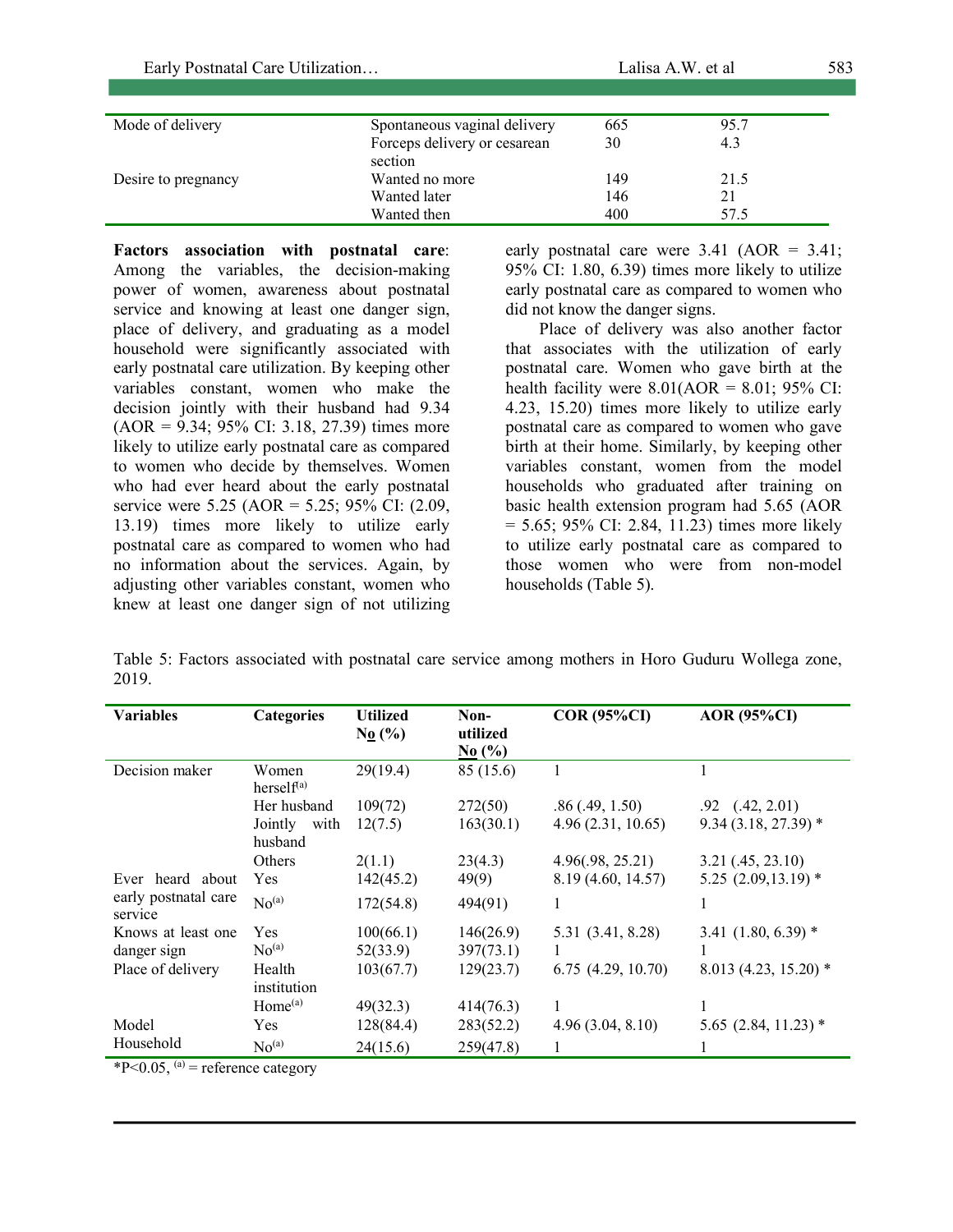| Mode of delivery | Spontaneous vaginal delivery | 665 | 95.7 |
|---|---|---|---|
| | Forceps delivery or cesarean section | 30 | 4.3 |
| Desire to pregnancy | Wanted no more | 149 | 21.5 |
| | Wanted later | 146 | 21 |
| | Wanted then | 400 | 57.5 |

**Factors association with postnatal care**: Among the variables, the decision-making power of women, awareness about postnatal service and knowing at least one danger sign, place of delivery, and graduating as a model household were significantly associated with early postnatal care utilization. By keeping other variables constant, women who make the decision jointly with their husband had 9.34 (AOR = 9.34; 95% CI: 3.18, 27.39) times more likely to utilize early postnatal care as compared to women who decide by themselves. Women who had ever heard about the early postnatal service were 5.25 (AOR = 5.25; 95% CI: (2.09, 13.19) times more likely to utilize early postnatal care as compared to women who had no information about the services. Again, by adjusting other variables constant, women who knew at least one danger sign of not utilizing early postnatal care were 3.41 (AOR = 3.41; 95% CI: 1.80, 6.39) times more likely to utilize early postnatal care as compared to women who did not know the danger signs.

Place of delivery was also another factor that associates with the utilization of early postnatal care. Women who gave birth at the health facility were 8.01(AOR = 8.01; 95% CI: 4.23, 15.20) times more likely to utilize early postnatal care as compared to women who gave birth at their home. Similarly, by keeping other variables constant, women from the model households who graduated after training on basic health extension program had 5.65 (AOR = 5.65; 95% CI: 2.84, 11.23) times more likely to utilize early postnatal care as compared to those women who were from non-model households (Table 5).

Table 5: Factors associated with postnatal care service among mothers in Horo Guduru Wollega zone, 2019.

| Variables | Categories | Utilized No (%) | Non-utilized No (%) | COR (95%CI) | AOR (95%CI) |
|---|---|---|---|---|---|
| Decision maker | Women herself[a] | 29(19.4) | 85 (15.6) | 1 | 1 |
| | Her husband | 109(72) | 272(50) | .86 (.49, 1.50) | .92 (.42, 2.01) |
| | Jointly with husband | 12(7.5) | 163(30.1) | 4.96 (2.31, 10.65) | 9.34 (3.18, 27.39) * |
| | Others | 2(1.1) | 23(4.3) | 4.96(.98, 25.21) | 3.21 (.45, 23.10) |
| Ever heard about early postnatal care service | Yes | 142(45.2) | 49(9) | 8.19 (4.60, 14.57) | 5.25 (2.09,13.19) * |
| | No[a] | 172(54.8) | 494(91) | 1 | 1 |
| Knows at least one danger sign | Yes | 100(66.1) | 146(26.9) | 5.31 (3.41, 8.28) | 3.41 (1.80, 6.39) * |
| | No[a] | 52(33.9) | 397(73.1) | 1 | 1 |
| Place of delivery | Health institution | 103(67.7) | 129(23.7) | 6.75 (4.29, 10.70) | 8.013 (4.23, 15.20) * |
| | Home[a] | 49(32.3) | 414(76.3) | 1 | 1 |
| Model Household | Yes | 128(84.4) | 283(52.2) | 4.96 (3.04, 8.10) | 5.65 (2.84, 11.23) * |
| | No[a] | 24(15.6) | 259(47.8) | 1 | 1 |

*P<0.05, [a] = reference category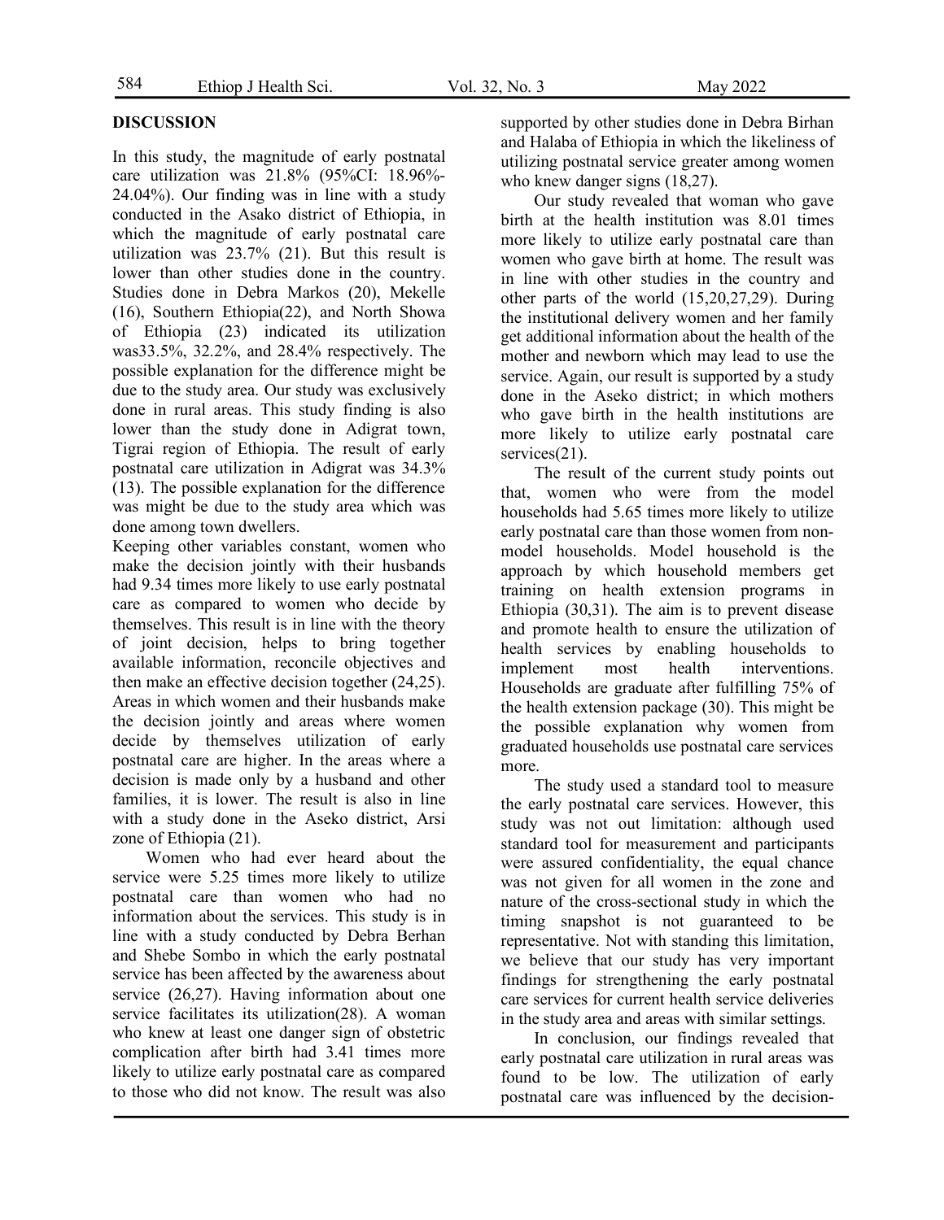## DISCUSSION

In this study, the magnitude of early postnatal care utilization was 21.8% (95%CI: 18.96%-24.04%). Our finding was in line with a study conducted in the Asako district of Ethiopia, in which the magnitude of early postnatal care utilization was 23.7% (21). But this result is lower than other studies done in the country. Studies done in Debra Markos (20), Mekelle (16), Southern Ethiopia(22), and North Showa of Ethiopia (23) indicated its utilization was33.5%, 32.2%, and 28.4% respectively. The possible explanation for the difference might be due to the study area. Our study was exclusively done in rural areas. This study finding is also lower than the study done in Adigrat town, Tigrai region of Ethiopia. The result of early postnatal care utilization in Adigrat was 34.3% (13). The possible explanation for the difference was might be due to the study area which was done among town dwellers.

Keeping other variables constant, women who make the decision jointly with their husbands had 9.34 times more likely to use early postnatal care as compared to women who decide by themselves. This result is in line with the theory of joint decision, helps to bring together available information, reconcile objectives and then make an effective decision together (24,25). Areas in which women and their husbands make the decision jointly and areas where women decide by themselves utilization of early postnatal care are higher. In the areas where a decision is made only by a husband and other families, it is lower. The result is also in line with a study done in the Aseko district, Arsi zone of Ethiopia (21).

Women who had ever heard about the service were 5.25 times more likely to utilize postnatal care than women who had no information about the services. This study is in line with a study conducted by Debra Berhan and Shebe Sombo in which the early postnatal service has been affected by the awareness about service (26,27). Having information about one service facilitates its utilization(28). A woman who knew at least one danger sign of obstetric complication after birth had 3.41 times more likely to utilize early postnatal care as compared to those who did not know. The result was also supported by other studies done in Debra Birhan and Halaba of Ethiopia in which the likeliness of utilizing postnatal service greater among women who knew danger signs (18,27).

Our study revealed that woman who gave birth at the health institution was 8.01 times more likely to utilize early postnatal care than women who gave birth at home. The result was in line with other studies in the country and other parts of the world (15,20,27,29). During the institutional delivery women and her family get additional information about the health of the mother and newborn which may lead to use the service. Again, our result is supported by a study done in the Aseko district; in which mothers who gave birth in the health institutions are more likely to utilize early postnatal care services(21).

The result of the current study points out that, women who were from the model households had 5.65 times more likely to utilize early postnatal care than those women from non-model households. Model household is the approach by which household members get training on health extension programs in Ethiopia (30,31). The aim is to prevent disease and promote health to ensure the utilization of health services by enabling households to implement most health interventions. Households are graduate after fulfilling 75% of the health extension package (30). This might be the possible explanation why women from graduated households use postnatal care services more.

The study used a standard tool to measure the early postnatal care services. However, this study was not out limitation: although used standard tool for measurement and participants were assured confidentiality, the equal chance was not given for all women in the zone and nature of the cross-sectional study in which the timing snapshot is not guaranteed to be representative. Not with standing this limitation, we believe that our study has very important findings for strengthening the early postnatal care services for current health service deliveries in the study area and areas with similar settings.

In conclusion, our findings revealed that early postnatal care utilization in rural areas was found to be low. The utilization of early postnatal care was influenced by the decision-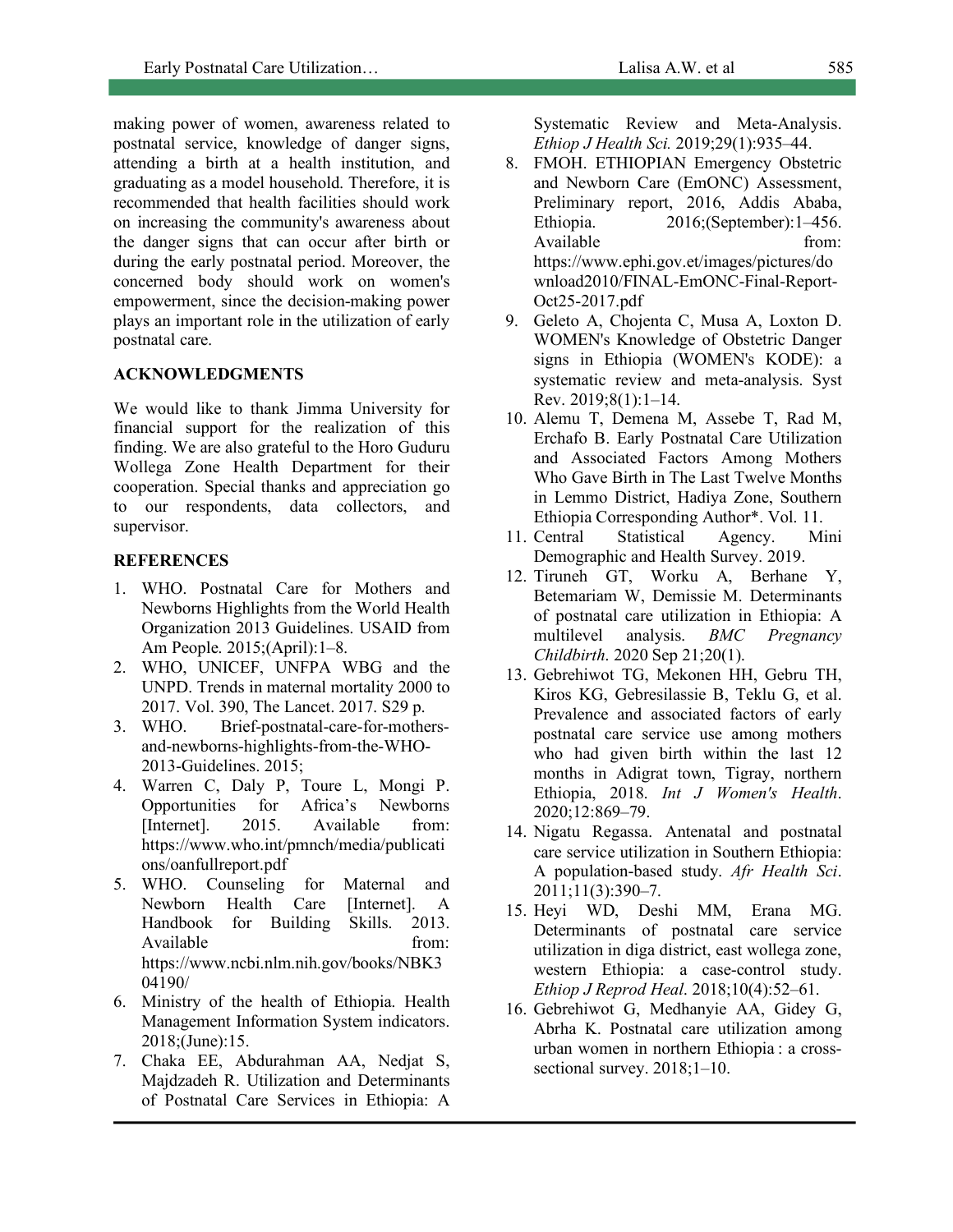making power of women, awareness related to postnatal service, knowledge of danger signs, attending a birth at a health institution, and graduating as a model household. Therefore, it is recommended that health facilities should work on increasing the community's awareness about the danger signs that can occur after birth or during the early postnatal period. Moreover, the concerned body should work on women's empowerment, since the decision-making power plays an important role in the utilization of early postnatal care.

## ACKNOWLEDGMENTS

We would like to thank Jimma University for financial support for the realization of this finding. We are also grateful to the Horo Guduru Wollega Zone Health Department for their cooperation. Special thanks and appreciation go to our respondents, data collectors, and supervisor.

## REFERENCES

1. WHO. Postnatal Care for Mothers and Newborns Highlights from the World Health Organization 2013 Guidelines. USAID from Am People. 2015;(April):1–8.
2. WHO, UNICEF, UNFPA WBG and the UNPD. Trends in maternal mortality 2000 to 2017. Vol. 390, The Lancet. 2017. S29 p.
3. WHO. Brief-postnatal-care-for-mothers-and-newborns-highlights-from-the-WHO-2013-Guidelines. 2015;
4. Warren C, Daly P, Toure L, Mongi P. Opportunities for Africa's Newborns [Internet]. 2015. Available from: https://www.who.int/pmnch/media/publications/oanfullreport.pdf
5. WHO. Counseling for Maternal and Newborn Health Care [Internet]. A Handbook for Building Skills. 2013. Available from: https://www.ncbi.nlm.nih.gov/books/NBK304190/
6. Ministry of the health of Ethiopia. Health Management Information System indicators. 2018;(June):15.
7. Chaka EE, Abdurahman AA, Nedjat S, Majdzadeh R. Utilization and Determinants of Postnatal Care Services in Ethiopia: A Systematic Review and Meta-Analysis. *Ethiop J Health Sci.* 2019;29(1):935–44.
8. FMOH. ETHIOPIAN Emergency Obstetric and Newborn Care (EmONC) Assessment, Preliminary report, 2016, Addis Ababa, Ethiopia. 2016;(September):1–456. Available from: https://www.ephi.gov.et/images/pictures/download2010/FINAL-EmONC-Final-Report-Oct25-2017.pdf
9. Geleto A, Chojenta C, Musa A, Loxton D. WOMEN's Knowledge of Obstetric Danger signs in Ethiopia (WOMEN's KODE): a systematic review and meta-analysis. Syst Rev. 2019;8(1):1–14.
10. Alemu T, Demena M, Assebe T, Rad M, Erchafo B. Early Postnatal Care Utilization and Associated Factors Among Mothers Who Gave Birth in The Last Twelve Months in Lemmo District, Hadiya Zone, Southern Ethiopia Corresponding Author*. Vol. 11.
11. Central Statistical Agency. Mini Demographic and Health Survey. 2019.
12. Tiruneh GT, Worku A, Berhane Y, Betemariam W, Demissie M. Determinants of postnatal care utilization in Ethiopia: A multilevel analysis. *BMC Pregnancy Childbirth*. 2020 Sep 21;20(1).
13. Gebrehiwot TG, Mekonen HH, Gebru TH, Kiros KG, Gebresilassie B, Teklu G, et al. Prevalence and associated factors of early postnatal care service use among mothers who had given birth within the last 12 months in Adigrat town, Tigray, northern Ethiopia, 2018. *Int J Women's Health*. 2020;12:869–79.
14. Nigatu Regassa. Antenatal and postnatal care service utilization in Southern Ethiopia: A population-based study. *Afr Health Sci*. 2011;11(3):390–7.
15. Heyi WD, Deshi MM, Erana MG. Determinants of postnatal care service utilization in diga district, east wollega zone, western Ethiopia: a case-control study. *Ethiop J Reprod Heal*. 2018;10(4):52–61.
16. Gebrehiwot G, Medhanyie AA, Gidey G, Abrha K. Postnatal care utilization among urban women in northern Ethiopia : a cross-sectional survey. 2018;1–10.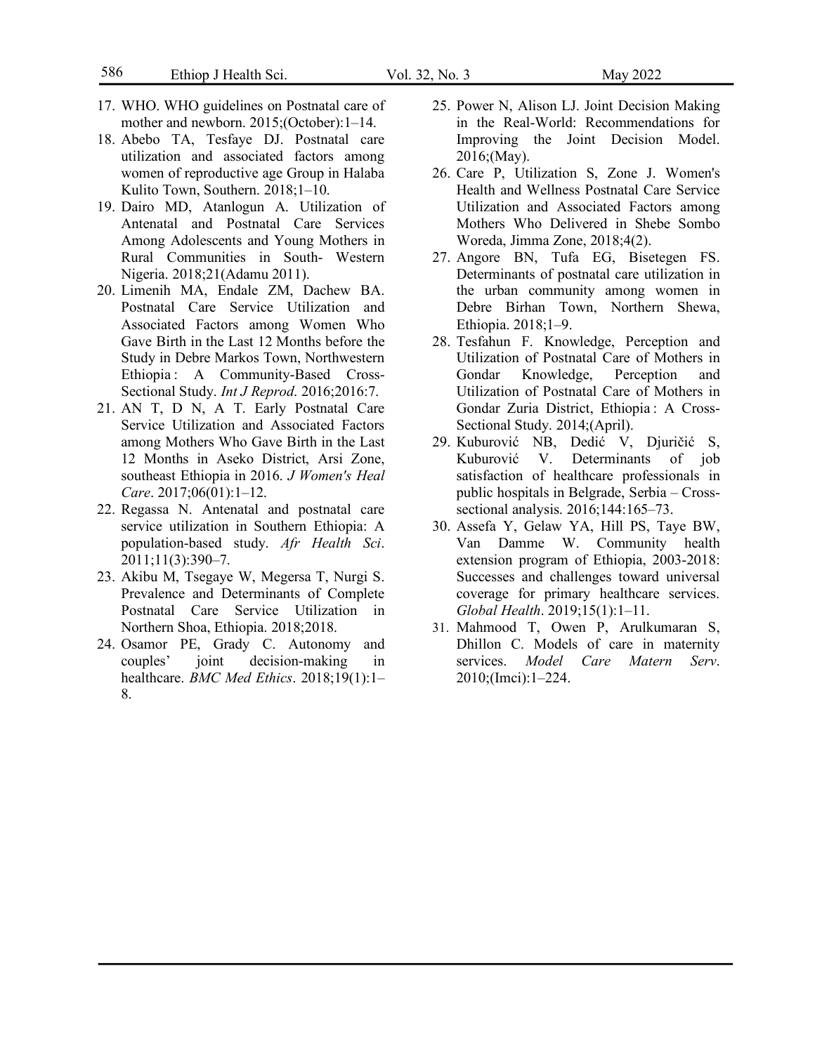17. WHO. WHO guidelines on Postnatal care of mother and newborn. 2015;(October):1–14.
18. Abebo TA, Tesfaye DJ. Postnatal care utilization and associated factors among women of reproductive age Group in Halaba Kulito Town, Southern. 2018;1–10.
19. Dairo MD, Atanlogun A. Utilization of Antenatal and Postnatal Care Services Among Adolescents and Young Mothers in Rural Communities in South- Western Nigeria. 2018;21(Adamu 2011).
20. Limenih MA, Endale ZM, Dachew BA. Postnatal Care Service Utilization and Associated Factors among Women Who Gave Birth in the Last 12 Months before the Study in Debre Markos Town, Northwestern Ethiopia : A Community-Based Cross-Sectional Study. *Int J Reprod*. 2016;2016:7.
21. AN T, D N, A T. Early Postnatal Care Service Utilization and Associated Factors among Mothers Who Gave Birth in the Last 12 Months in Aseko District, Arsi Zone, southeast Ethiopia in 2016. *J Women's Heal Care*. 2017;06(01):1–12.
22. Regassa N. Antenatal and postnatal care service utilization in Southern Ethiopia: A population-based study. *Afr Health Sci*. 2011;11(3):390–7.
23. Akibu M, Tsegaye W, Megersa T, Nurgi S. Prevalence and Determinants of Complete Postnatal Care Service Utilization in Northern Shoa, Ethiopia. 2018;2018.
24. Osamor PE, Grady C. Autonomy and couples' joint decision-making in healthcare. *BMC Med Ethics*. 2018;19(1):1–8.
25. Power N, Alison LJ. Joint Decision Making in the Real-World: Recommendations for Improving the Joint Decision Model. 2016;(May).
26. Care P, Utilization S, Zone J. Women's Health and Wellness Postnatal Care Service Utilization and Associated Factors among Mothers Who Delivered in Shebe Sombo Woreda, Jimma Zone, 2018;4(2).
27. Angore BN, Tufa EG, Bisetegen FS. Determinants of postnatal care utilization in the urban community among women in Debre Birhan Town, Northern Shewa, Ethiopia. 2018;1–9.
28. Tesfahun F. Knowledge, Perception and Utilization of Postnatal Care of Mothers in Gondar Knowledge, Perception and Utilization of Postnatal Care of Mothers in Gondar Zuria District, Ethiopia : A Cross-Sectional Study. 2014;(April).
29. Kuburović NB, Dedić V, Djuričić S, Kuburović V. Determinants of job satisfaction of healthcare professionals in public hospitals in Belgrade, Serbia – Cross-sectional analysis. 2016;144:165–73.
30. Assefa Y, Gelaw YA, Hill PS, Taye BW, Van Damme W. Community health extension program of Ethiopia, 2003-2018: Successes and challenges toward universal coverage for primary healthcare services. *Global Health*. 2019;15(1):1–11.
31. Mahmood T, Owen P, Arulkumaran S, Dhillon C. Models of care in maternity services. *Model Care Matern Serv*. 2010;(Imci):1–224.